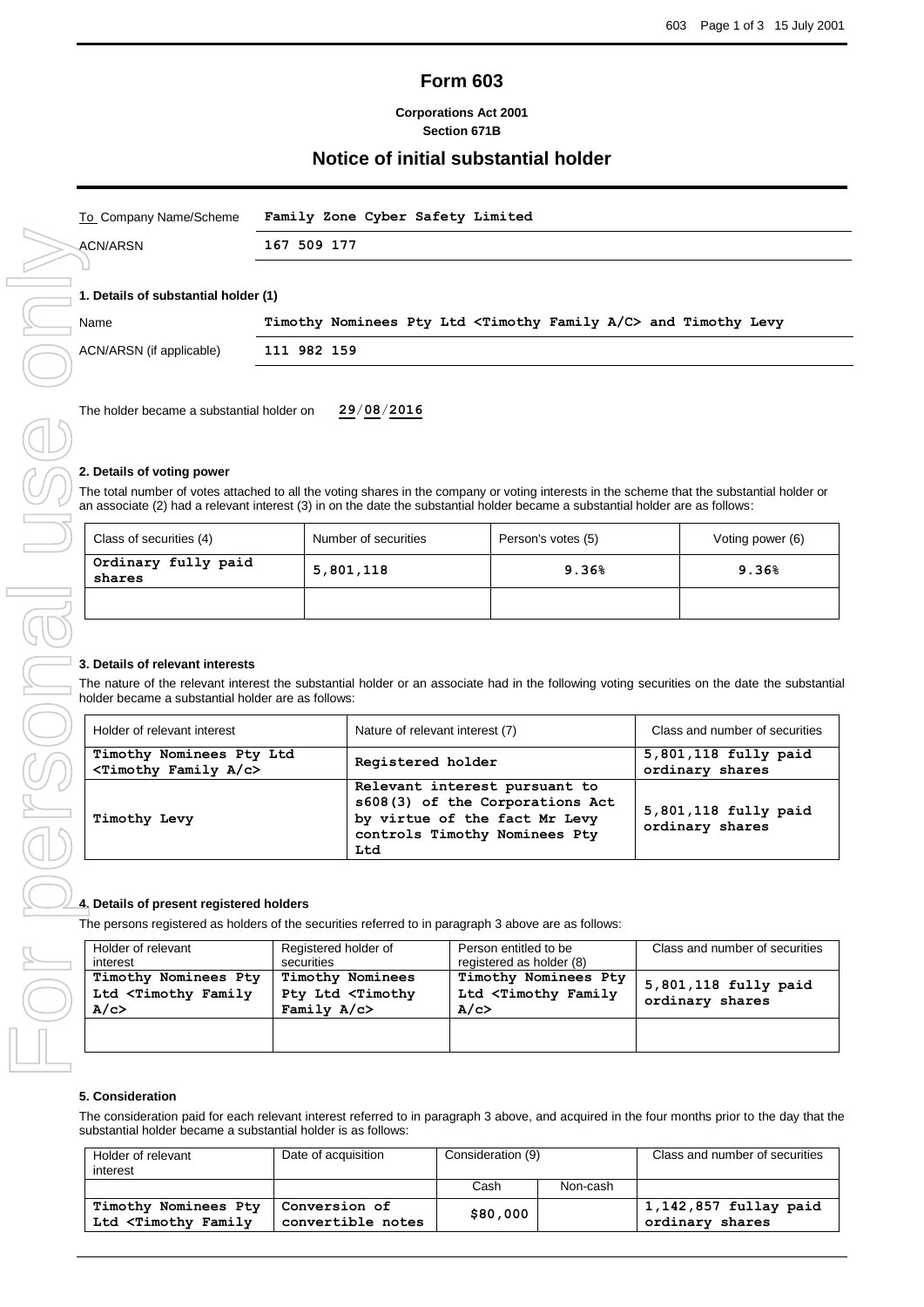# Form 603

**Corporations Act 2001**
**Section 671B**

## Notice of initial substantial holder

| To Company Name/Scheme | **Family Zone Cyber Safety Limited** |
|---|---|
| ACN/ARSN | **167 509 177** |

### 1. Details of substantial holder (1)

| Name | **Timothy Nominees Pty Ltd <Timothy Family A/C> and Timothy Levy** |
|---|---|
| ACN/ARSN (if applicable) | **111 982 159** |

The holder became a substantial holder on **29/08/2016**

### 2. Details of voting power

The total number of votes attached to all the voting shares in the company or voting interests in the scheme that the substantial holder or an associate (2) had a relevant interest (3) in on the date the substantial holder became a substantial holder are as follows:

| Class of securities (4) | Number of securities | Person's votes (5) | Voting power (6) |
|---|---|---|---|
| **Ordinary fully paid shares** | **5,801,118** | **9.36%** | **9.36%** |
| | | | |

### 3. Details of relevant interests

The nature of the relevant interest the substantial holder or an associate had in the following voting securities on the date the substantial holder became a substantial holder are as follows:

| Holder of relevant interest | Nature of relevant interest (7) | Class and number of securities |
|---|---|---|
| **Timothy Nominees Pty Ltd <Timothy Family A/c>** | **Registered holder** | **5,801,118 fully paid ordinary shares** |
| **Timothy Levy** | **Relevant interest pursuant to s608(3) of the Corporations Act by virtue of the fact Mr Levy controls Timothy Nominees Pty Ltd** | **5,801,118 fully paid ordinary shares** |

### 4. Details of present registered holders

The persons registered as holders of the securities referred to in paragraph 3 above are as follows:

| Holder of relevant interest | Registered holder of securities | Person entitled to be registered as holder (8) | Class and number of securities |
|---|---|---|---|
| **Timothy Nominees Pty Ltd <Timothy Family A/c>** | **Timothy Nominees Pty Ltd <Timothy Family A/c>** | **Timothy Nominees Pty Ltd <Timothy Family A/c>** | **5,801,118 fully paid ordinary shares** |
| | | | |

### 5. Consideration

The consideration paid for each relevant interest referred to in paragraph 3 above, and acquired in the four months prior to the day that the substantial holder became a substantial holder is as follows:

| Holder of relevant interest | Date of acquisition | Consideration (9) | | Class and number of securities |
|---|---|---|---|---|
| | | Cash | Non-cash | |
| **Timothy Nominees Pty Ltd <Timothy Family** | **Conversion of convertible notes** | **$80,000** | | **1,142,857 fullay paid ordinary shares** |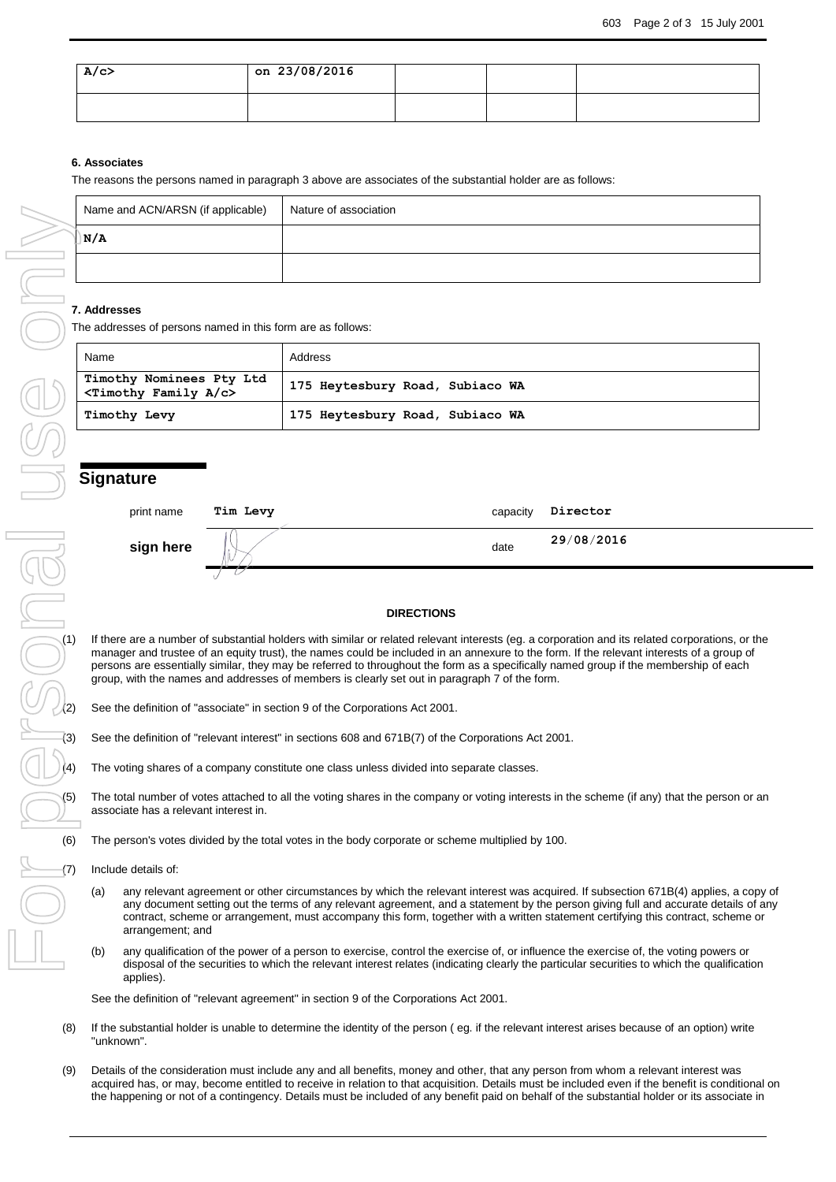| A/c> | on 23/08/2016 | | | |
|---|---|---|---|---|
| | | | | |

### 6. Associates

The reasons the persons named in paragraph 3 above are associates of the substantial holder are as follows:

| Name and ACN/ARSN (if applicable) | Nature of association |
|---|---|
| N/A | |
| | |

### 7. Addresses

The addresses of persons named in this form are as follows:

| Name | Address |
|---|---|
| Timothy Nominees Pty Ltd <Timothy Family A/c> | 175 Heytesbury Road, Subiaco WA |
| Timothy Levy | 175 Heytesbury Road, Subiaco WA |

## Signature

| | | | |
|---|---|---|---|
| print name | Tim Levy | capacity | Director |
| **sign here** | | date | 29/08/2016 |

**DIRECTIONS**

(1) If there are a number of substantial holders with similar or related relevant interests (eg. a corporation and its related corporations, or the manager and trustee of an equity trust), the names could be included in an annexure to the form. If the relevant interests of a group of persons are essentially similar, they may be referred to throughout the form as a specifically named group if the membership of each group, with the names and addresses of members is clearly set out in paragraph 7 of the form.

(2) See the definition of "associate" in section 9 of the Corporations Act 2001.

(3) See the definition of "relevant interest" in sections 608 and 671B(7) of the Corporations Act 2001.

(4) The voting shares of a company constitute one class unless divided into separate classes.

(5) The total number of votes attached to all the voting shares in the company or voting interests in the scheme (if any) that the person or an associate has a relevant interest in.

(6) The person's votes divided by the total votes in the body corporate or scheme multiplied by 100.

(7) Include details of:

(a) any relevant agreement or other circumstances by which the relevant interest was acquired. If subsection 671B(4) applies, a copy of any document setting out the terms of any relevant agreement, and a statement by the person giving full and accurate details of any contract, scheme or arrangement, must accompany this form, together with a written statement certifying this contract, scheme or arrangement; and

(b) any qualification of the power of a person to exercise, control the exercise of, or influence the exercise of, the voting powers or disposal of the securities to which the relevant interest relates (indicating clearly the particular securities to which the qualification applies).

See the definition of "relevant agreement" in section 9 of the Corporations Act 2001.

(8) If the substantial holder is unable to determine the identity of the person ( eg. if the relevant interest arises because of an option) write "unknown".

(9) Details of the consideration must include any and all benefits, money and other, that any person from whom a relevant interest was acquired has, or may, become entitled to receive in relation to that acquisition. Details must be included even if the benefit is conditional on the happening or not of a contingency. Details must be included of any benefit paid on behalf of the substantial holder or its associate in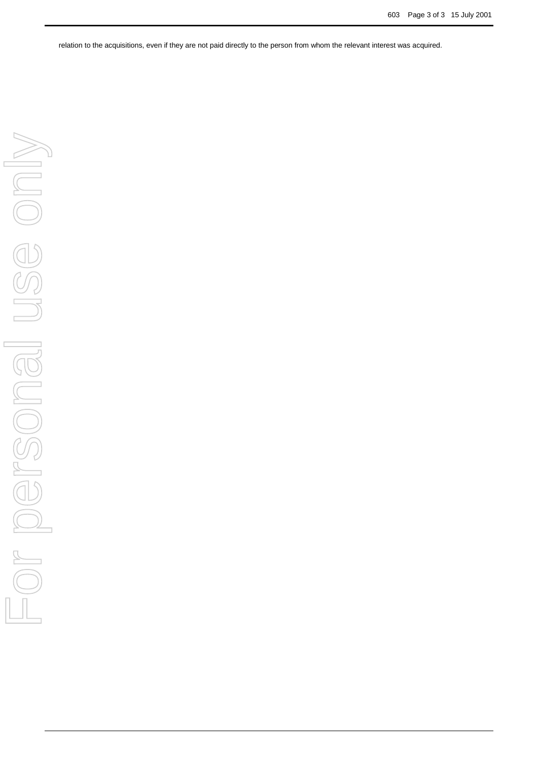relation to the acquisitions, even if they are not paid directly to the person from whom the relevant interest was acquired.